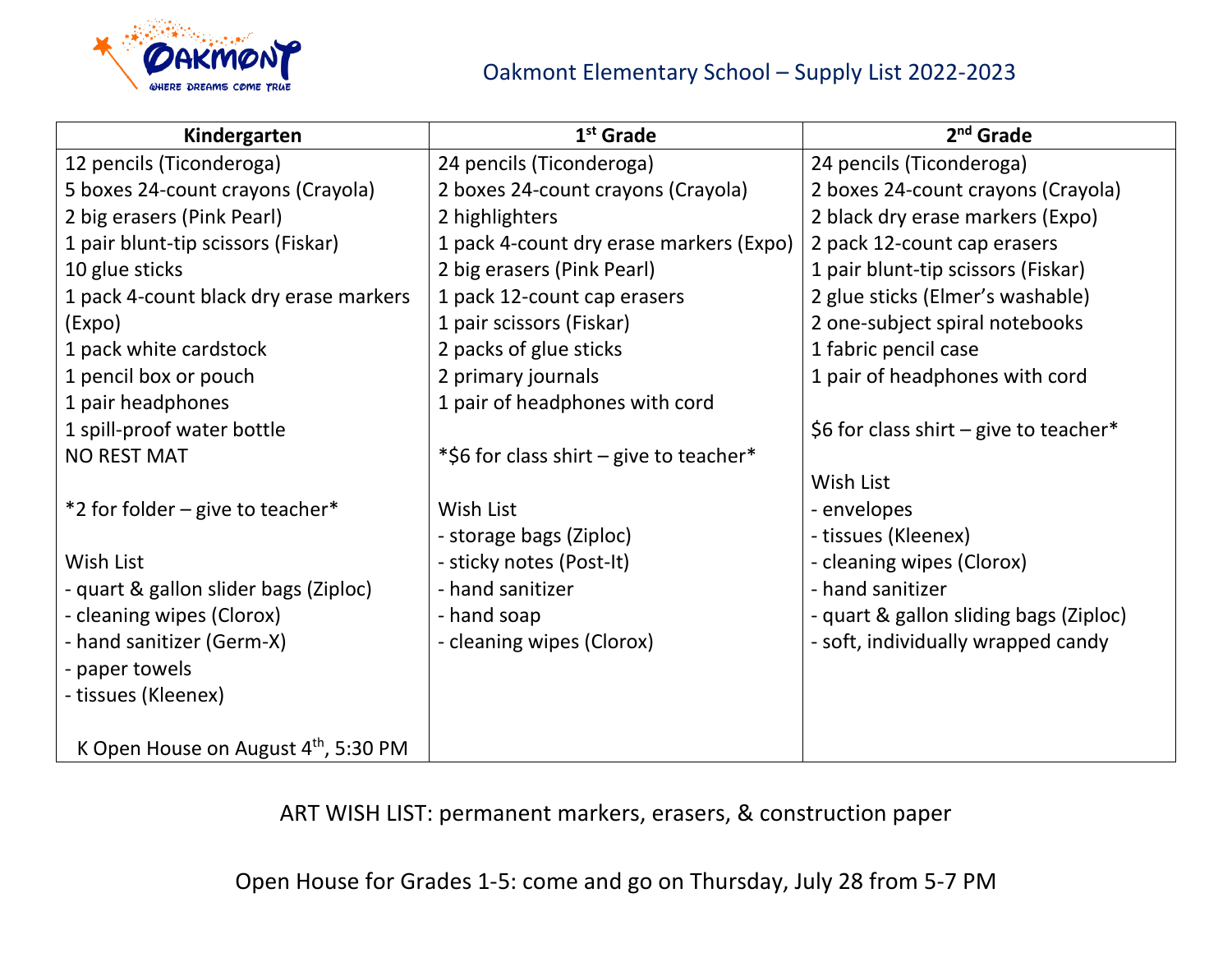OAKMONT
WHERE DREAMS COME TRUE

# Oakmont Elementary School – Supply List 2022-2023

| Kindergarten | 1st Grade | 2nd Grade |
|---|---|---|
| 12 pencils (Ticonderoga) | 24 pencils (Ticonderoga) | 24 pencils (Ticonderoga) |
| 5 boxes 24-count crayons (Crayola) | 2 boxes 24-count crayons (Crayola) | 2 boxes 24-count crayons (Crayola) |
| 2 big erasers (Pink Pearl) | 2 highlighters | 2 black dry erase markers (Expo) |
| 1 pair blunt-tip scissors (Fiskar) | 1 pack 4-count dry erase markers (Expo) | 2 pack 12-count cap erasers |
| 10 glue sticks | 2 big erasers (Pink Pearl) | 1 pair blunt-tip scissors (Fiskar) |
| 1 pack 4-count black dry erase markers (Expo) | 1 pack 12-count cap erasers | 2 glue sticks (Elmer's washable) |
| 1 pack white cardstock | 1 pair scissors (Fiskar) | 2 one-subject spiral notebooks |
| 1 pencil box or pouch | 2 packs of glue sticks | 1 fabric pencil case |
| 1 pair headphones | 2 primary journals | 1 pair of headphones with cord |
| 1 spill-proof water bottle | 1 pair of headphones with cord | |
| NO REST MAT | | $6 for class shirt – give to teacher* |
| | *$6 for class shirt – give to teacher* | |
| *2 for folder – give to teacher* | | Wish List |
| | Wish List | - envelopes |
| Wish List | - storage bags (Ziploc) | - tissues (Kleenex) |
| - quart & gallon slider bags (Ziploc) | - sticky notes (Post-It) | - cleaning wipes (Clorox) |
| - cleaning wipes (Clorox) | - hand sanitizer | - hand sanitizer |
| - hand sanitizer (Germ-X) | - hand soap | - quart & gallon sliding bags (Ziploc) |
| - paper towels | - cleaning wipes (Clorox) | - soft, individually wrapped candy |
| - tissues (Kleenex) | | |
| K Open House on August 4th, 5:30 PM | | |

ART WISH LIST: permanent markers, erasers, & construction paper

Open House for Grades 1-5: come and go on Thursday, July 28 from 5-7 PM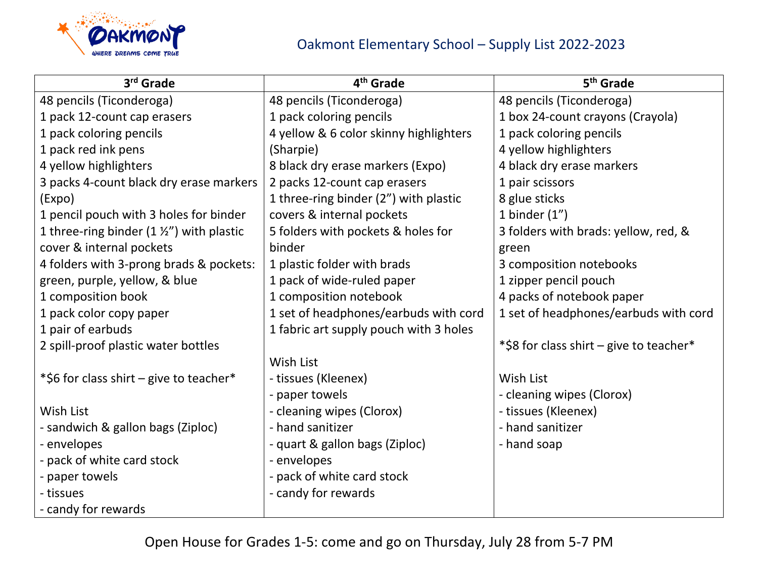Oakmont Elementary School – Supply List 2022-2023

| 3rd Grade | 4th Grade | 5th Grade |
|---|---|---|
| 48 pencils (Ticonderoga)<br>1 pack 12-count cap erasers<br>1 pack coloring pencils<br>1 pack red ink pens<br>4 yellow highlighters<br>3 packs 4-count black dry erase markers (Expo)<br>1 pencil pouch with 3 holes for binder<br>1 three-ring binder (1 ½") with plastic cover & internal pockets<br>4 folders with 3-prong brads & pockets: green, purple, yellow, & blue<br>1 composition book<br>1 pack color copy paper<br>1 pair of earbuds<br>2 spill-proof plastic water bottles<br><br>*$6 for class shirt – give to teacher*<br><br>Wish List<br>- sandwich & gallon bags (Ziploc)<br>- envelopes<br>- pack of white card stock<br>- paper towels<br>- tissues<br>- candy for rewards | 48 pencils (Ticonderoga)<br>1 pack coloring pencils<br>4 yellow & 6 color skinny highlighters (Sharpie)<br>8 black dry erase markers (Expo)<br>2 packs 12-count cap erasers<br>1 three-ring binder (2") with plastic covers & internal pockets<br>5 folders with pockets & holes for binder<br>1 plastic folder with brads<br>1 pack of wide-ruled paper<br>1 composition notebook<br>1 set of headphones/earbuds with cord<br>1 fabric art supply pouch with 3 holes<br><br>Wish List<br>- tissues (Kleenex)<br>- paper towels<br>- cleaning wipes (Clorox)<br>- hand sanitizer<br>- quart & gallon bags (Ziploc)<br>- envelopes<br>- pack of white card stock<br>- candy for rewards | 48 pencils (Ticonderoga)<br>1 box 24-count crayons (Crayola)<br>1 pack coloring pencils<br>4 yellow highlighters<br>4 black dry erase markers<br>1 pair scissors<br>8 glue sticks<br>1 binder (1")<br>3 folders with brads: yellow, red, & green<br>3 composition notebooks<br>1 zipper pencil pouch<br>4 packs of notebook paper<br>1 set of headphones/earbuds with cord<br><br>*$8 for class shirt – give to teacher*<br><br>Wish List<br>- cleaning wipes (Clorox)<br>- tissues (Kleenex)<br>- hand sanitizer<br>- hand soap |

Open House for Grades 1-5: come and go on Thursday, July 28 from 5-7 PM